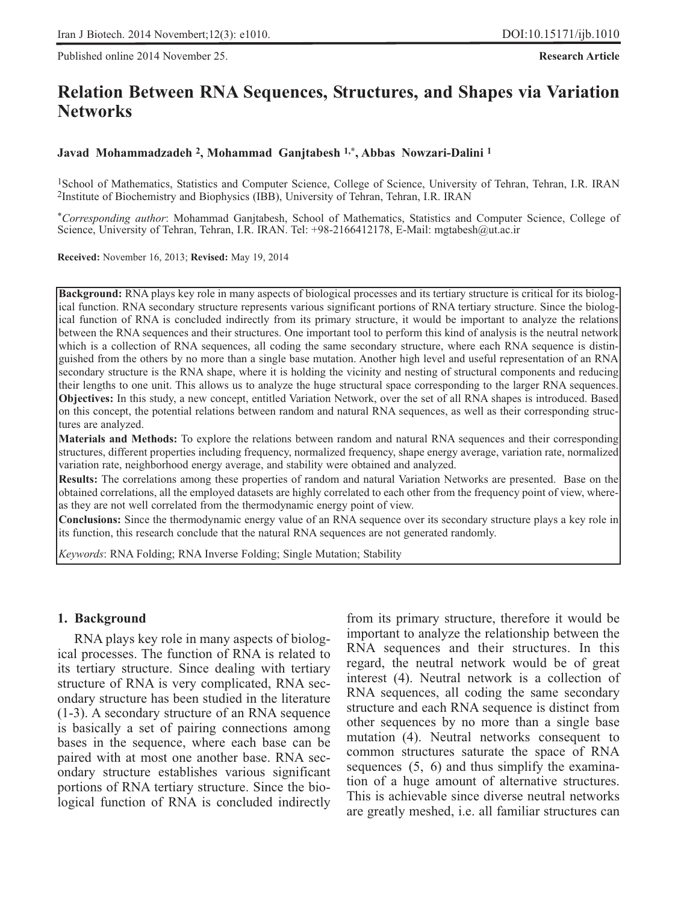Published online 2014 November 25.

**Research Article**

# Relation Between RNA Sequences, Structures, and Shapes via Variation Networks

**Javad Mohammadzadeh [2], Mohammad Ganjtabesh [1,*], Abbas Nowzari-Dalini [1]**

[1]School of Mathematics, Statistics and Computer Science, College of Science, University of Tehran, Tehran, I.R. IRAN
[2]Institute of Biochemistry and Biophysics (IBB), University of Tehran, Tehran, I.R. IRAN

[*]*Corresponding author*: Mohammad Ganjtabesh, School of Mathematics, Statistics and Computer Science, College of Science, University of Tehran, Tehran, I.R. IRAN. Tel: +98-2166412178, E-Mail: mgtabesh@ut.ac.ir

**Received:** November 16, 2013; **Revised:** May 19, 2014

**Background:** RNA plays key role in many aspects of biological processes and its tertiary structure is critical for its biological function. RNA secondary structure represents various significant portions of RNA tertiary structure. Since the biological function of RNA is concluded indirectly from its primary structure, it would be important to analyze the relations between the RNA sequences and their structures. One important tool to perform this kind of analysis is the neutral network which is a collection of RNA sequences, all coding the same secondary structure, where each RNA sequence is distinguished from the others by no more than a single base mutation. Another high level and useful representation of an RNA secondary structure is the RNA shape, where it is holding the vicinity and nesting of structural components and reducing their lengths to one unit. This allows us to analyze the huge structural space corresponding to the larger RNA sequences.
**Objectives:** In this study, a new concept, entitled Variation Network, over the set of all RNA shapes is introduced. Based on this concept, the potential relations between random and natural RNA sequences, as well as their corresponding structures are analyzed.
**Materials and Methods:** To explore the relations between random and natural RNA sequences and their corresponding structures, different properties including frequency, normalized frequency, shape energy average, variation rate, normalized variation rate, neighborhood energy average, and stability were obtained and analyzed.
**Results:** The correlations among these properties of random and natural Variation Networks are presented. Base on the obtained correlations, all the employed datasets are highly correlated to each other from the frequency point of view, whereas they are not well correlated from the thermodynamic energy point of view.
**Conclusions:** Since the thermodynamic energy value of an RNA sequence over its secondary structure plays a key role in its function, this research conclude that the natural RNA sequences are not generated randomly.

*Keywords*: RNA Folding; RNA Inverse Folding; Single Mutation; Stability

## 1. Background

RNA plays key role in many aspects of biological processes. The function of RNA is related to its tertiary structure. Since dealing with tertiary structure of RNA is very complicated, RNA secondary structure has been studied in the literature (1-3). A secondary structure of an RNA sequence is basically a set of pairing connections among bases in the sequence, where each base can be paired with at most one another base. RNA secondary structure establishes various significant portions of RNA tertiary structure. Since the biological function of RNA is concluded indirectly from its primary structure, therefore it would be important to analyze the relationship between the RNA sequences and their structures. In this regard, the neutral network would be of great interest (4). Neutral network is a collection of RNA sequences, all coding the same secondary structure and each RNA sequence is distinct from other sequences by no more than a single base mutation (4). Neutral networks consequent to common structures saturate the space of RNA sequences (5, 6) and thus simplify the examination of a huge amount of alternative structures. This is achievable since diverse neutral networks are greatly meshed, i.e. all familiar structures can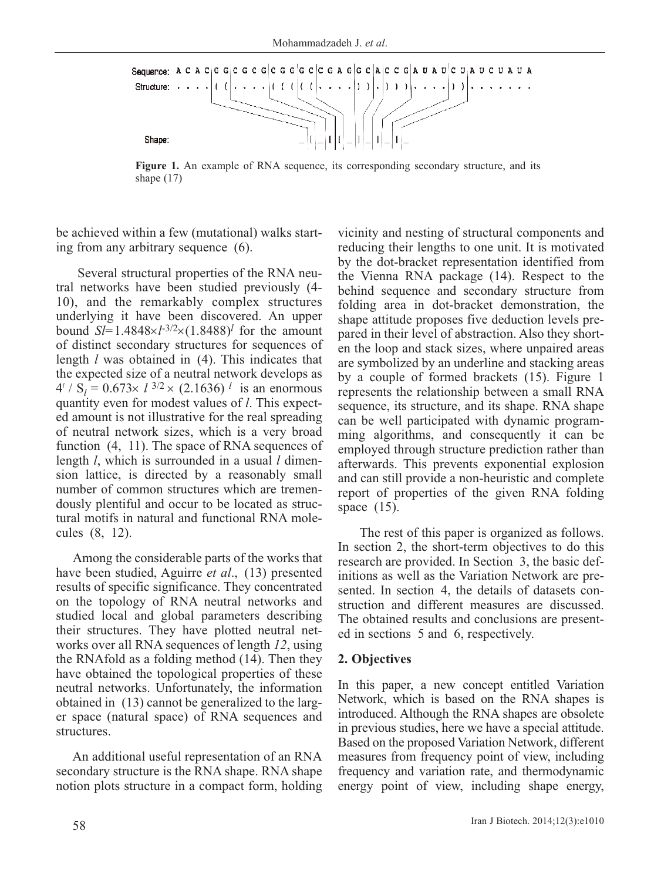Sequence: A C A C C G C G C G C G C G C C G A C G C A C C G A U A U C U A U C U A U A
Structure: . . . . ( ( . . . . ( ( ( ( ( . . . . ) ) . ) ) ) . . . . ) ) . . . . . . .

Shape: _ [ _ [ [ _ ] _ ] _ ] _

**Figure 1.** An example of RNA sequence, its corresponding secondary structure, and its shape (17)

be achieved within a few (mutational) walks starting from any arbitrary sequence (6).

Several structural properties of the RNA neutral networks have been studied previously (4-10), and the remarkably complex structures underlying it have been discovered. An upper bound $Sl=1.4848 \times l^{-3/2} \times (1.8488)^l$ for the amount of distinct secondary structures for sequences of length $l$ was obtained in (4). This indicates that the expected size of a neutral network develops as $4^l / S_l = 0.673 \times l^{3/2} \times (2.1636)^l$ is an enormous quantity even for modest values of $l$. This expected amount is not illustrative for the real spreading of neutral network sizes, which is a very broad function (4, 11). The space of RNA sequences of length $l$, which is surrounded in a usual $l$ dimension lattice, is directed by a reasonably small number of common structures which are tremendously plentiful and occur to be located as structural motifs in natural and functional RNA molecules (8, 12).

Among the considerable parts of the works that have been studied, Aguirre *et al*., (13) presented results of specific significance. They concentrated on the topology of RNA neutral networks and studied local and global parameters describing their structures. They have plotted neutral networks over all RNA sequences of length *12*, using the RNAfold as a folding method (14). Then they have obtained the topological properties of these neutral networks. Unfortunately, the information obtained in (13) cannot be generalized to the larger space (natural space) of RNA sequences and structures.

An additional useful representation of an RNA secondary structure is the RNA shape. RNA shape notion plots structure in a compact form, holding vicinity and nesting of structural components and reducing their lengths to one unit. It is motivated by the dot-bracket representation identified from the Vienna RNA package (14). Respect to the behind sequence and secondary structure from folding area in dot-bracket demonstration, the shape attitude proposes five deduction levels prepared in their level of abstraction. Also they shorten the loop and stack sizes, where unpaired areas are symbolized by an underline and stacking areas by a couple of formed brackets (15). Figure 1 represents the relationship between a small RNA sequence, its structure, and its shape. RNA shape can be well participated with dynamic programming algorithms, and consequently it can be employed through structure prediction rather than afterwards. This prevents exponential explosion and can still provide a non-heuristic and complete report of properties of the given RNA folding space (15).

The rest of this paper is organized as follows. In section 2, the short-term objectives to do this research are provided. In Section 3, the basic definitions as well as the Variation Network are presented. In section 4, the details of datasets construction and different measures are discussed. The obtained results and conclusions are presented in sections 5 and 6, respectively.

## 2. Objectives

In this paper, a new concept entitled Variation Network, which is based on the RNA shapes is introduced. Although the RNA shapes are obsolete in previous studies, here we have a special attitude. Based on the proposed Variation Network, different measures from frequency point of view, including frequency and variation rate, and thermodynamic energy point of view, including shape energy,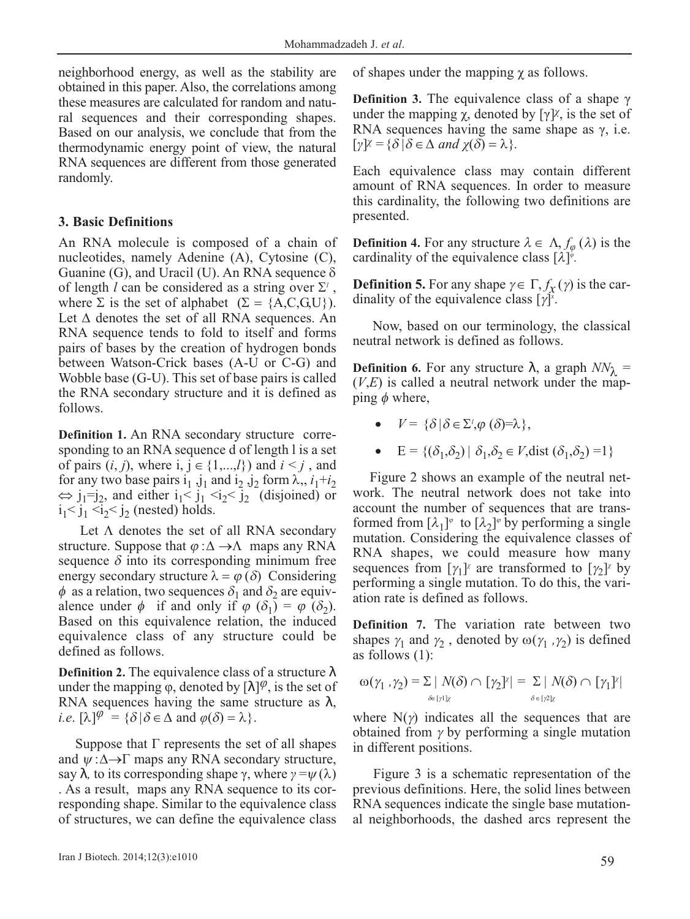neighborhood energy, as well as the stability are obtained in this paper. Also, the correlations among these measures are calculated for random and natural sequences and their corresponding shapes. Based on our analysis, we conclude that from the thermodynamic energy point of view, the natural RNA sequences are different from those generated randomly.

## 3. Basic Definitions

An RNA molecule is composed of a chain of nucleotides, namely Adenine (A), Cytosine (C), Guanine (G), and Uracil (U). An RNA sequence $\delta$ of length $l$ can be considered as a string over $\Sigma^l$, where $\Sigma$ is the set of alphabet ($\Sigma = \{A,C,G,U\}$). Let $\Delta$ denotes the set of all RNA sequences. An RNA sequence tends to fold to itself and forms pairs of bases by the creation of hydrogen bonds between Watson-Crick bases (A-U or C-G) and Wobble base (G-U). This set of base pairs is called the RNA secondary structure and it is defined as follows.

**Definition 1.** An RNA secondary structure corresponding to an RNA sequence d of length l is a set of pairs $(i, j)$, where $i, j \in \{1,...,l\}$ and $i < j$, and for any two base pairs $i_1, j_1$ and $i_2, j_2$ form $\lambda$,, $i_1+i_2 \Leftrightarrow j_1=j_2$, and either $i_1< j_1 <i_2< j_2$ (disjoined) or $i_1< j_1 <i_2< j_2$ (nested) holds.

Let $\Lambda$ denote the set of all RNA secondary structure. Suppose that $\varphi : \Delta \to \Lambda$ maps any RNA sequence $\delta$ into its corresponding minimum free energy secondary structure $\lambda = \varphi(\delta)$ Considering $\phi$ as a relation, two sequences $\delta_1$ and $\delta_2$ are equivalence under $\phi$ if and only if $\varphi(\delta_1) = \varphi(\delta_2)$. Based on this equivalence relation, the induced equivalence class of any structure could be defined as follows.

**Definition 2.** The equivalence class of a structure $\lambda$ under the mapping $\varphi$, denoted by $[\lambda]^{\varphi}$, is the set of RNA sequences having the same structure as $\lambda$, *i.e.* $[\lambda]^{\varphi} = \{\delta \mid \delta \in \Delta \text{ and } \varphi(\delta) = \lambda\}$.

Suppose that $\Gamma$ represents the set of all shapes and $\psi : \Delta \to \Gamma$ maps any RNA secondary structure, say $\lambda$, to its corresponding shape $\gamma$, where $\gamma = \psi(\lambda)$. As a result, maps any RNA sequence to its corresponding shape. Similar to the equivalence class of structures, we can define the equivalence class of shapes under the mapping $\chi$ as follows.

**Definition 3.** The equivalence class of a shape $\gamma$ under the mapping $\chi$, denoted by $[\gamma]^{\chi}$, is the set of RNA sequences having the same shape as $\gamma$, i.e. $[\gamma]^{\chi} = \{\delta \mid \delta \in \Delta \text{ and } \chi(\delta) = \lambda\}$.

Each equivalence class may contain different amount of RNA sequences. In order to measure this cardinality, the following two definitions are presented.

**Definition 4.** For any structure $\lambda \in \Lambda$, $f_{\varphi}(\lambda)$ is the cardinality of the equivalence class $[\lambda]^{\varphi}$.

**Definition 5.** For any shape $\gamma \in \Gamma$, $f_{\chi}(\gamma)$ is the cardinality of the equivalence class $[\gamma]^{\chi}$.

Now, based on our terminology, the classical neutral network is defined as follows.

**Definition 6.** For any structure $\lambda$, a graph $NN_{\lambda} = (V,E)$ is called a neutral network under the mapping $\phi$ where,

- $V = \{\delta \mid \delta \in \Sigma^l, \varphi(\delta) = \lambda\}$,
- $E = \{(\delta_1,\delta_2) \mid \delta_1,\delta_2 \in V, \text{dist}(\delta_1,\delta_2) = 1\}$

Figure 2 shows an example of the neutral network. The neutral network does not take into account the number of sequences that are transformed from $[\lambda_1]^{\varphi}$ to $[\lambda_2]^{\varphi}$ by performing a single mutation. Considering the equivalence classes of RNA shapes, we could measure how many sequences from $[\gamma_1]^{\chi}$ are transformed to $[\gamma_2]^{\chi}$ by performing a single mutation. To do this, the variation rate is defined as follows.

**Definition 7.** The variation rate between two shapes $\gamma_1$ and $\gamma_2$, denoted by $\omega(\gamma_1, \gamma_2)$ is defined as follows (1):

$$\omega(\gamma_1, \gamma_2) = \sum_{\delta \in [\gamma_1]^{\chi}} | N(\delta) \cap [\gamma_2]^{\chi} | = \sum_{\delta \in [\gamma_2]^{\chi}} | N(\delta) \cap [\gamma_1]^{\chi} |$$

where $N(\gamma)$ indicates all the sequences that are obtained from $\gamma$ by performing a single mutation in different positions.

Figure 3 is a schematic representation of the previous definitions. Here, the solid lines between RNA sequences indicate the single base mutational neighborhoods, the dashed arcs represent the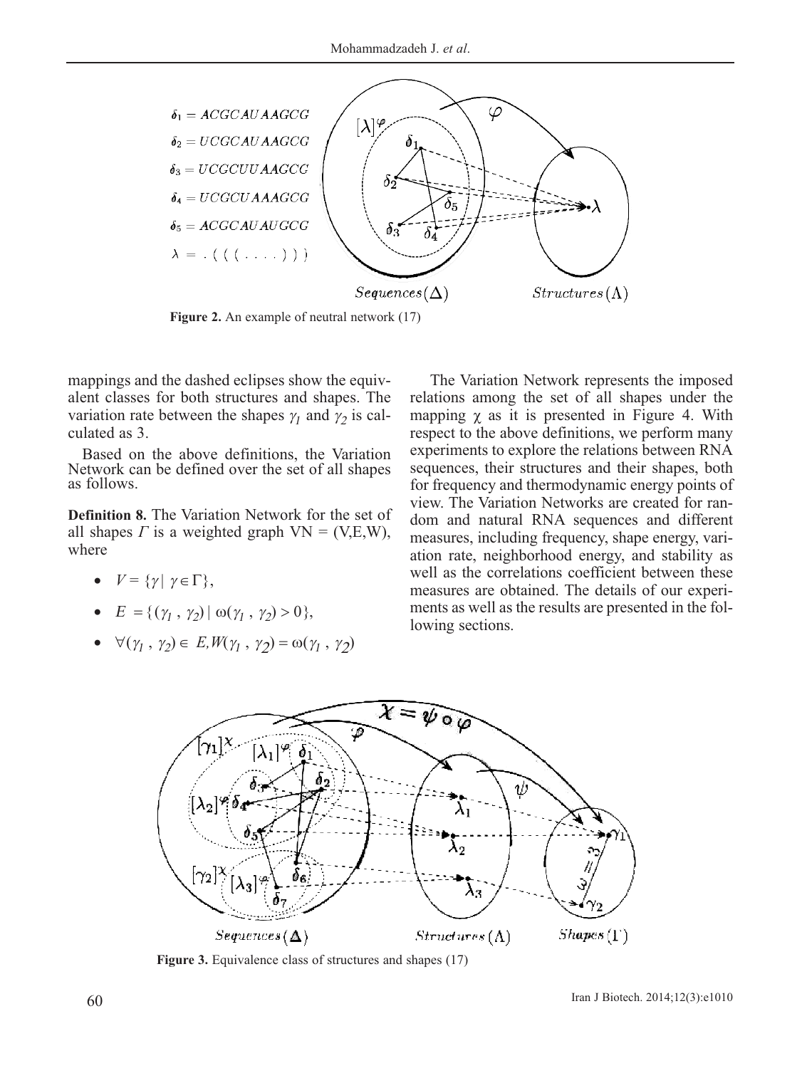Figure 2. An example of neutral network (17)

mappings and the dashed eclipses show the equivalent classes for both structures and shapes. The variation rate between the shapes $\gamma_1$ and $\gamma_2$ is calculated as 3.

Based on the above definitions, the Variation Network can be defined over the set of all shapes as follows.

**Definition 8.** The Variation Network for the set of all shapes $\Gamma$ is a weighted graph VN = (V,E,W), where

- $V = \{\gamma \mid \gamma \in \Gamma\}$,
- $E = \{(\gamma_1 , \gamma_2) \mid \omega(\gamma_1 , \gamma_2) > 0\}$,
- $\forall(\gamma_1 , \gamma_2) \in E, W(\gamma_1 , \gamma_2) = \omega(\gamma_1 , \gamma_2)$

The Variation Network represents the imposed relations among the set of all shapes under the mapping $\chi$ as it is presented in Figure 4. With respect to the above definitions, we perform many experiments to explore the relations between RNA sequences, their structures and their shapes, both for frequency and thermodynamic energy points of view. The Variation Networks are created for random and natural RNA sequences and different measures, including frequency, shape energy, variation rate, neighborhood energy, and stability as well as the correlations coefficient between these measures are obtained. The details of our experiments as well as the results are presented in the following sections.

Figure 3. Equivalence class of structures and shapes (17)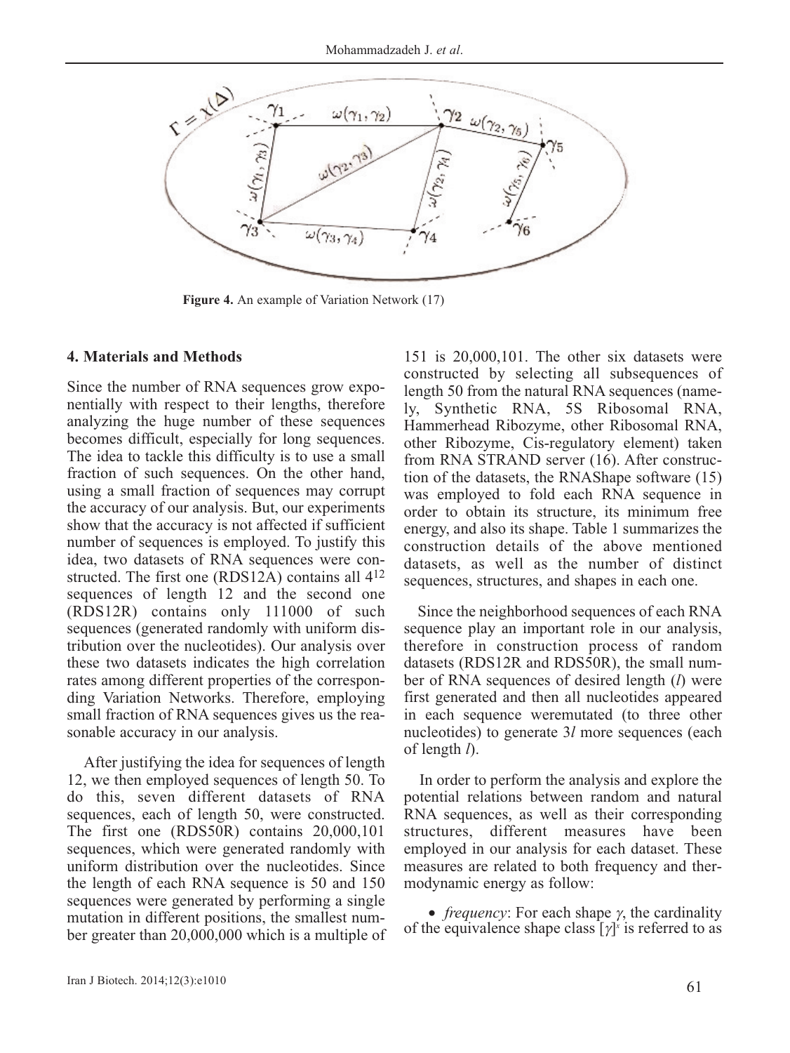**Figure 4.** An example of Variation Network (17)

## 4. Materials and Methods

Since the number of RNA sequences grow exponentially with respect to their lengths, therefore analyzing the huge number of these sequences becomes difficult, especially for long sequences. The idea to tackle this difficulty is to use a small fraction of such sequences. On the other hand, using a small fraction of sequences may corrupt the accuracy of our analysis. But, our experiments show that the accuracy is not affected if sufficient number of sequences is employed. To justify this idea, two datasets of RNA sequences were constructed. The first one (RDS12A) contains all $4^{12}$ sequences of length 12 and the second one (RDS12R) contains only 111000 of such sequences (generated randomly with uniform distribution over the nucleotides). Our analysis over these two datasets indicates the high correlation rates among different properties of the corresponding Variation Networks. Therefore, employing small fraction of RNA sequences gives us the reasonable accuracy in our analysis.

After justifying the idea for sequences of length 12, we then employed sequences of length 50. To do this, seven different datasets of RNA sequences, each of length 50, were constructed. The first one (RDS50R) contains 20,000,101 sequences, which were generated randomly with uniform distribution over the nucleotides. Since the length of each RNA sequence is 50 and 150 sequences were generated by performing a single mutation in different positions, the smallest number greater than 20,000,000 which is a multiple of 151 is 20,000,101. The other six datasets were constructed by selecting all subsequences of length 50 from the natural RNA sequences (namely, Synthetic RNA, 5S Ribosomal RNA, Hammerhead Ribozyme, other Ribosomal RNA, other Ribozyme, Cis-regulatory element) taken from RNA STRAND server (16). After construction of the datasets, the RNAShape software (15) was employed to fold each RNA sequence in order to obtain its structure, its minimum free energy, and also its shape. Table 1 summarizes the construction details of the above mentioned datasets, as well as the number of distinct sequences, structures, and shapes in each one.

Since the neighborhood sequences of each RNA sequence play an important role in our analysis, therefore in construction process of random datasets (RDS12R and RDS50R), the small number of RNA sequences of desired length ($l$) were first generated and then all nucleotides appeared in each sequence weremutated (to three other nucleotides) to generate $3l$ more sequences (each of length $l$).

In order to perform the analysis and explore the potential relations between random and natural RNA sequences, as well as their corresponding structures, different measures have been employed in our analysis for each dataset. These measures are related to both frequency and thermodynamic energy as follow:

- *frequency*: For each shape $\gamma$, the cardinality of the equivalence shape class $[\gamma]^{\varepsilon}$ is referred to as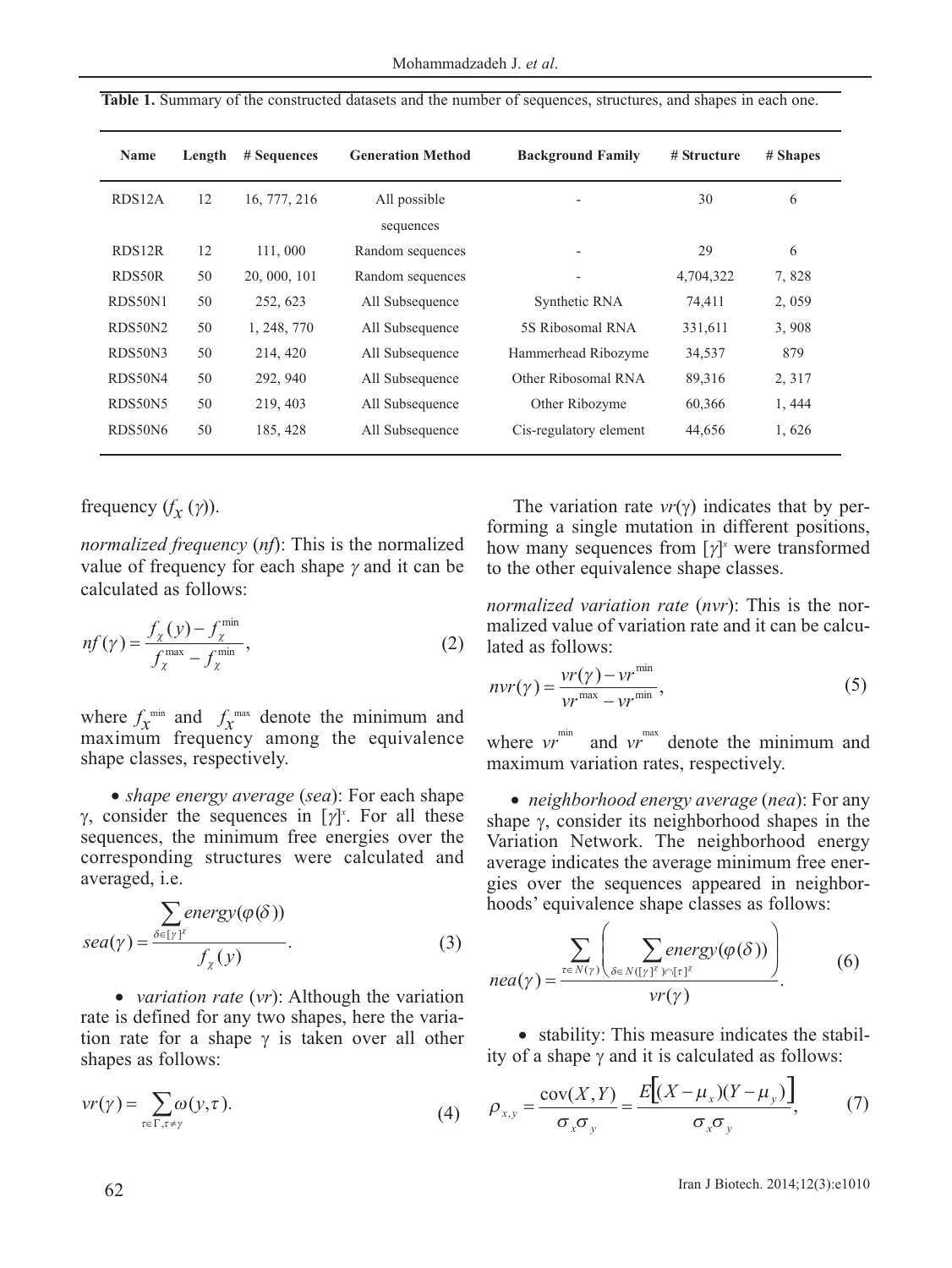**Table 1.** Summary of the constructed datasets and the number of sequences, structures, and shapes in each one.

| Name | Length | # Sequences | Generation Method | Background Family | # Structure | # Shapes |
|---|---|---|---|---|---|---|
| RDS12A | 12 | 16, 777, 216 | All possible sequences | - | 30 | 6 |
| RDS12R | 12 | 111, 000 | Random sequences | - | 29 | 6 |
| RDS50R | 50 | 20, 000, 101 | Random sequences | - | 4,704,322 | 7, 828 |
| RDS50N1 | 50 | 252, 623 | All Subsequence | Synthetic RNA | 74,411 | 2, 059 |
| RDS50N2 | 50 | 1, 248, 770 | All Subsequence | 5S Ribosomal RNA | 331,611 | 3, 908 |
| RDS50N3 | 50 | 214, 420 | All Subsequence | Hammerhead Ribozyme | 34,537 | 879 |
| RDS50N4 | 50 | 292, 940 | All Subsequence | Other Ribosomal RNA | 89,316 | 2, 317 |
| RDS50N5 | 50 | 219, 403 | All Subsequence | Other Ribozyme | 60,366 | 1, 444 |
| RDS50N6 | 50 | 185, 428 | All Subsequence | Cis-regulatory element | 44,656 | 1, 626 |

frequency ($f_X(\gamma)$).

*normalized frequency* (*nf*): This is the normalized value of frequency for each shape $\gamma$ and it can be calculated as follows:

$$nf(\gamma) = \frac{f_\chi(y) - f_\chi^{\min}}{f_\chi^{\max} - f_\chi^{\min}}, \tag{2}$$

where $f_X^{\min}$ and $f_X^{\max}$ denote the minimum and maximum frequency among the equivalence shape classes, respectively.

- *shape energy average* (*sea*): For each shape γ, consider the sequences in $[\gamma]^x$. For all these sequences, the minimum free energies over the corresponding structures were calculated and averaged, i.e.

$$sea(\gamma) = \frac{\sum_{\delta \in [\gamma]^\chi} energy(\varphi(\delta))}{f_\chi(y)}. \tag{3}$$

- *variation rate* (*vr*): Although the variation rate is defined for any two shapes, here the variation rate for a shape γ is taken over all other shapes as follows:

$$vr(\gamma) = \sum_{\tau \in \Gamma, \tau \neq \gamma} \omega(y, \tau). \tag{4}$$

The variation rate $vr(\gamma)$ indicates that by performing a single mutation in different positions, how many sequences from $[\gamma]^x$ were transformed to the other equivalence shape classes.

*normalized variation rate* (*nvr*): This is the normalized value of variation rate and it can be calculated as follows:

$$nvr(\gamma) = \frac{vr(\gamma) - vr^{\min}}{vr^{\max} - vr^{\min}}, \tag{5}$$

where $vr^{\min}$ and $vr^{\max}$ denote the minimum and maximum variation rates, respectively.

- *neighborhood energy average* (*nea*): For any shape γ, consider its neighborhood shapes in the Variation Network. The neighborhood energy average indicates the average minimum free energies over the sequences appeared in neighborhoods' equivalence shape classes as follows:

$$nea(\gamma) = \frac{\sum_{\tau \in N(\gamma)} \left( \sum_{\delta \in N([\gamma]^\chi) \cap [\tau]^\chi} energy(\varphi(\delta)) \right)}{vr(\gamma)}. \tag{6}$$

- stability: This measure indicates the stability of a shape γ and it is calculated as follows:

$$\rho_{x,y} = \frac{\mathrm{cov}(X,Y)}{\sigma_x \sigma_y} = \frac{E\left[(X - \mu_x)(Y - \mu_y)\right]}{\sigma_x \sigma_y}, \tag{7}$$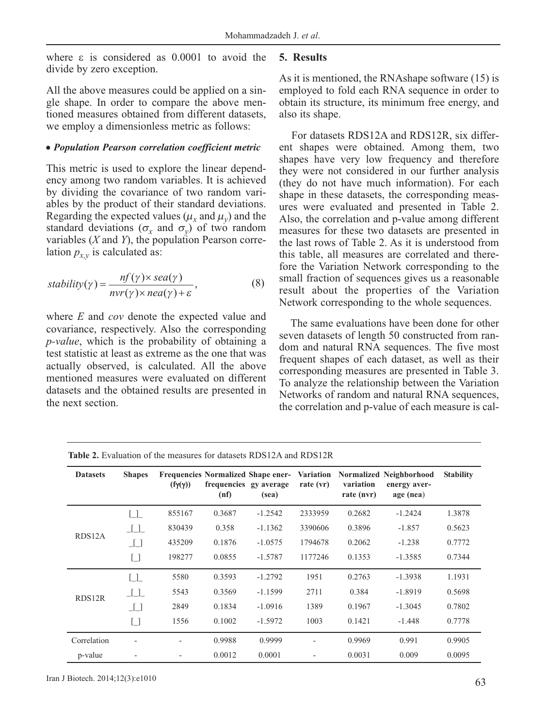where ε is considered as 0.0001 to avoid the divide by zero exception.

All the above measures could be applied on a single shape. In order to compare the above mentioned measures obtained from different datasets, we employ a dimensionless metric as follows:

- ***Population Pearson correlation coefficient metric***

This metric is used to explore the linear dependency among two random variables. It is achieved by dividing the covariance of two random variables by the product of their standard deviations. Regarding the expected values ($\mu_x$ and $\mu_y$) and the standard deviations ($\sigma_x$ and $\sigma_y$) of two random variables ($X$ and $Y$), the population Pearson correlation $p_{x,y}$ is calculated as:

$$stability(\gamma) = \frac{nf(\gamma) \times sea(\gamma)}{nvr(\gamma) \times nea(\gamma) + \varepsilon}, \tag{8}$$

where $E$ and $cov$ denote the expected value and covariance, respectively. Also the corresponding *p-value*, which is the probability of obtaining a test statistic at least as extreme as the one that was actually observed, is calculated. All the above mentioned measures were evaluated on different datasets and the obtained results are presented in the next section.

## 5. Results

As it is mentioned, the RNAshape software (15) is employed to fold each RNA sequence in order to obtain its structure, its minimum free energy, and also its shape.

For datasets RDS12A and RDS12R, six different shapes were obtained. Among them, two shapes have very low frequency and therefore they were not considered in our further analysis (they do not have much information). For each shape in these datasets, the corresponding measures were evaluated and presented in Table 2. Also, the correlation and p-value among different measures for these two datasets are presented in the last rows of Table 2. As it is understood from this table, all measures are correlated and therefore the Variation Network corresponding to the small fraction of sequences gives us a reasonable result about the properties of the Variation Network corresponding to the whole sequences.

The same evaluations have been done for other seven datasets of length 50 constructed from random and natural RNA sequences. The five most frequent shapes of each dataset, as well as their corresponding measures are presented in Table 3. To analyze the relationship between the Variation Networks of random and natural RNA sequences, the correlation and p-value of each measure is cal-

**Table 2.** Evaluation of the measures for datasets RDS12A and RDS12R

| Datasets | Shapes | Frequencies (fγ(γ)) | Normalized frequencies (nf) | Shape energy average (sea) | Variation rate (vr) | Normalized variation rate (nvr) | Neighborhood energy average (nea) | Stability |
|---|---|---|---|---|---|---|---|---|
| RDS12A | [ ]_ | 855167 | 0.3687 | -1.2542 | 2333959 | 0.2682 | -1.2424 | 1.3878 |
| | _[ ]_ | 830439 | 0.358 | -1.1362 | 3390606 | 0.3896 | -1.857 | 0.5623 |
| | _[ ] | 435209 | 0.1876 | -1.0575 | 1794678 | 0.2062 | -1.238 | 0.7772 |
| | [ ] | 198277 | 0.0855 | -1.5787 | 1177246 | 0.1353 | -1.3585 | 0.7344 |
| RDS12R | [ ]_ | 5580 | 0.3593 | -1.2792 | 1951 | 0.2763 | -1.3938 | 1.1931 |
| | _[ ]_ | 5543 | 0.3569 | -1.1599 | 2711 | 0.384 | -1.8919 | 0.5698 |
| | _[ ] | 2849 | 0.1834 | -1.0916 | 1389 | 0.1967 | -1.3045 | 0.7802 |
| | [ ] | 1556 | 0.1002 | -1.5972 | 1003 | 0.1421 | -1.448 | 0.7778 |
| Correlation | - | - | 0.9988 | 0.9999 | - | 0.9969 | 0.991 | 0.9905 |
| p-value | - | - | 0.0012 | 0.0001 | - | 0.0031 | 0.009 | 0.0095 |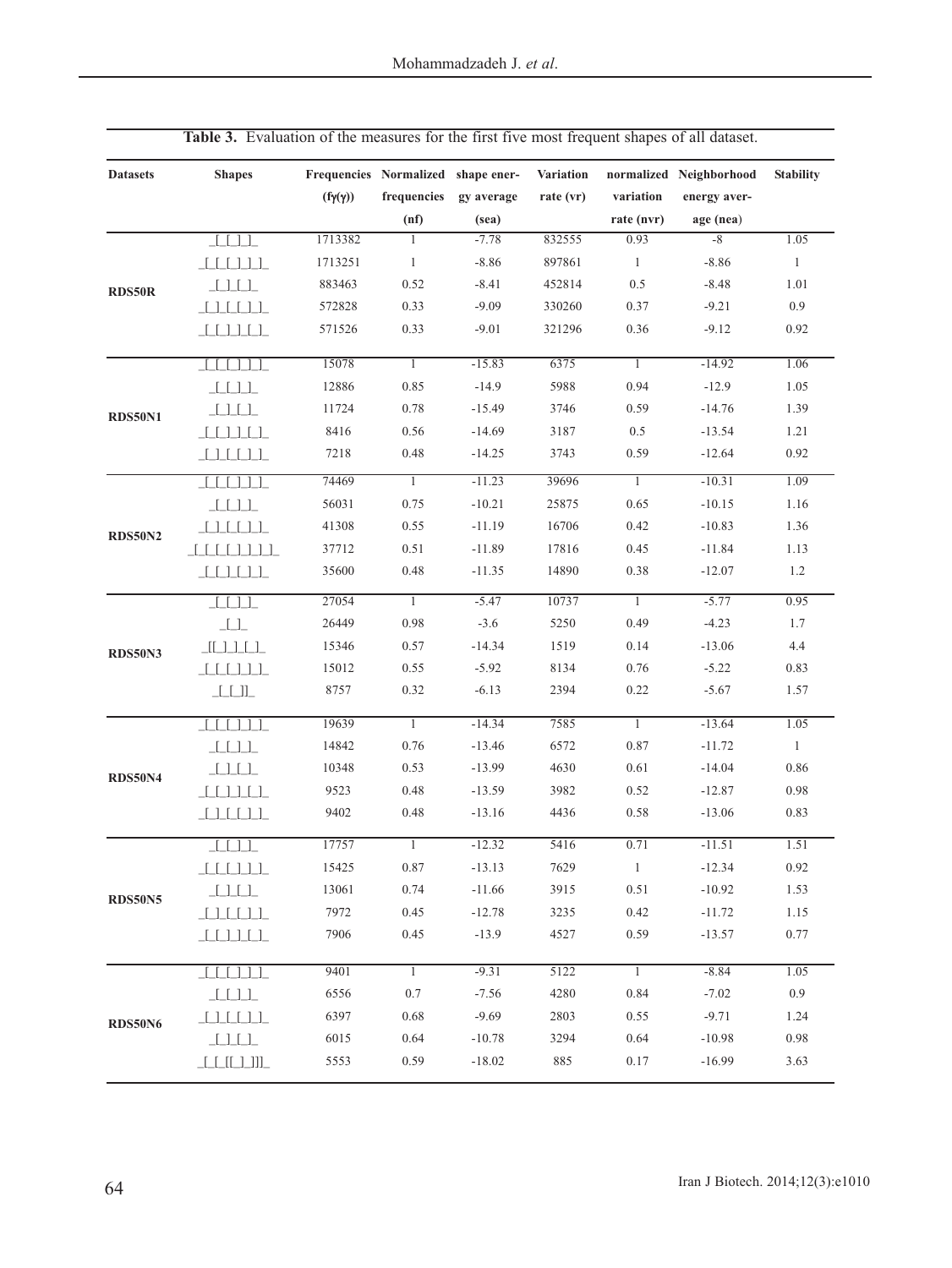**Table 3.** Evaluation of the measures for the first five most frequent shapes of all dataset.

| Datasets | Shapes | Frequencies (fγ(γ)) | Normalized frequencies (nf) | shape energy average (sea) | Variation rate (vr) | normalized variation rate (nvr) | Neighborhood energy average (nea) | Stability |
|---|---|---|---|---|---|---|---|---|
| RDS50R | _[_[_]_]_ | 1713382 | 1 | -7.78 | 832555 | 0.93 | -8 | 1.05 |
| | _[_[_[_]_]_]_ | 1713251 | 1 | -8.86 | 897861 | 1 | -8.86 | 1 |
| | _[_]_[_]_ | 883463 | 0.52 | -8.41 | 452814 | 0.5 | -8.48 | 1.01 |
| | _[_]_[_[_]_]_ | 572828 | 0.33 | -9.09 | 330260 | 0.37 | -9.21 | 0.9 |
| | _[_[_]_]_[_]_ | 571526 | 0.33 | -9.01 | 321296 | 0.36 | -9.12 | 0.92 |
| RDS50N1 | _[_[_[_]_]_]_ | 15078 | 1 | -15.83 | 6375 | 1 | -14.92 | 1.06 |
| | _[_[_]_]_ | 12886 | 0.85 | -14.9 | 5988 | 0.94 | -12.9 | 1.05 |
| | _[_]_[_]_ | 11724 | 0.78 | -15.49 | 3746 | 0.59 | -14.76 | 1.39 |
| | _[_[_]_]_[_]_ | 8416 | 0.56 | -14.69 | 3187 | 0.5 | -13.54 | 1.21 |
| | _[_]_[_[_]_]_ | 7218 | 0.48 | -14.25 | 3743 | 0.59 | -12.64 | 0.92 |
| RDS50N2 | _[_[_[_]_]_]_ | 74469 | 1 | -11.23 | 39696 | 1 | -10.31 | 1.09 |
| | _[_[_]_]_ | 56031 | 0.75 | -10.21 | 25875 | 0.65 | -10.15 | 1.16 |
| | _[_]_[_[_]_]_ | 41308 | 0.55 | -11.19 | 16706 | 0.42 | -10.83 | 1.36 |
| | _[_[_[_[_]_]_]_]_ | 37712 | 0.51 | -11.89 | 17816 | 0.45 | -11.84 | 1.13 |
| | _[_[_]_]_[_]_ | 35600 | 0.48 | -11.35 | 14890 | 0.38 | -12.07 | 1.2 |
| RDS50N3 | _[_[_]_]_ | 27054 | 1 | -5.47 | 10737 | 1 | -5.77 | 0.95 |
| | _[_]_ | 26449 | 0.98 | -3.6 | 5250 | 0.49 | -4.23 | 1.7 |
| | _[[_]_]_[_]_ | 15346 | 0.57 | -14.34 | 1519 | 0.14 | -13.06 | 4.4 |
| | _[_[_[_]_]_]_ | 15012 | 0.55 | -5.92 | 8134 | 0.76 | -5.22 | 0.83 |
| | _[_[_]]_ | 8757 | 0.32 | -6.13 | 2394 | 0.22 | -5.67 | 1.57 |
| RDS50N4 | _[_[_[_]_]_]_ | 19639 | 1 | -14.34 | 7585 | 1 | -13.64 | 1.05 |
| | _[_[_]_]_ | 14842 | 0.76 | -13.46 | 6572 | 0.87 | -11.72 | 1 |
| | _[_]_[_]_ | 10348 | 0.53 | -13.99 | 4630 | 0.61 | -14.04 | 0.86 |
| | _[_[_]_]_[_]_ | 9523 | 0.48 | -13.59 | 3982 | 0.52 | -12.87 | 0.98 |
| | _[_]_[_[_]_]_ | 9402 | 0.48 | -13.16 | 4436 | 0.58 | -13.06 | 0.83 |
| RDS50N5 | _[_[_]_]_ | 17757 | 1 | -12.32 | 5416 | 0.71 | -11.51 | 1.51 |
| | _[_[_[_]_]_]_ | 15425 | 0.87 | -13.13 | 7629 | 1 | -12.34 | 0.92 |
| | _[_]_[_]_ | 13061 | 0.74 | -11.66 | 3915 | 0.51 | -10.92 | 1.53 |
| | _[_]_[_[_]_]_ | 7972 | 0.45 | -12.78 | 3235 | 0.42 | -11.72 | 1.15 |
| | _[_[_]_]_[_]_ | 7906 | 0.45 | -13.9 | 4527 | 0.59 | -13.57 | 0.77 |
| RDS50N6 | _[_[_[_]_]_]_ | 9401 | 1 | -9.31 | 5122 | 1 | -8.84 | 1.05 |
| | _[_[_]_]_ | 6556 | 0.7 | -7.56 | 4280 | 0.84 | -7.02 | 0.9 |
| | _[_]_[_[_]_]_ | 6397 | 0.68 | -9.69 | 2803 | 0.55 | -9.71 | 1.24 |
| | _[_]_[_]_ | 6015 | 0.64 | -10.78 | 3294 | 0.64 | -10.98 | 0.98 |
| | _[_[_[[_]_]]]_ | 5553 | 0.59 | -18.02 | 885 | 0.17 | -16.99 | 3.63 |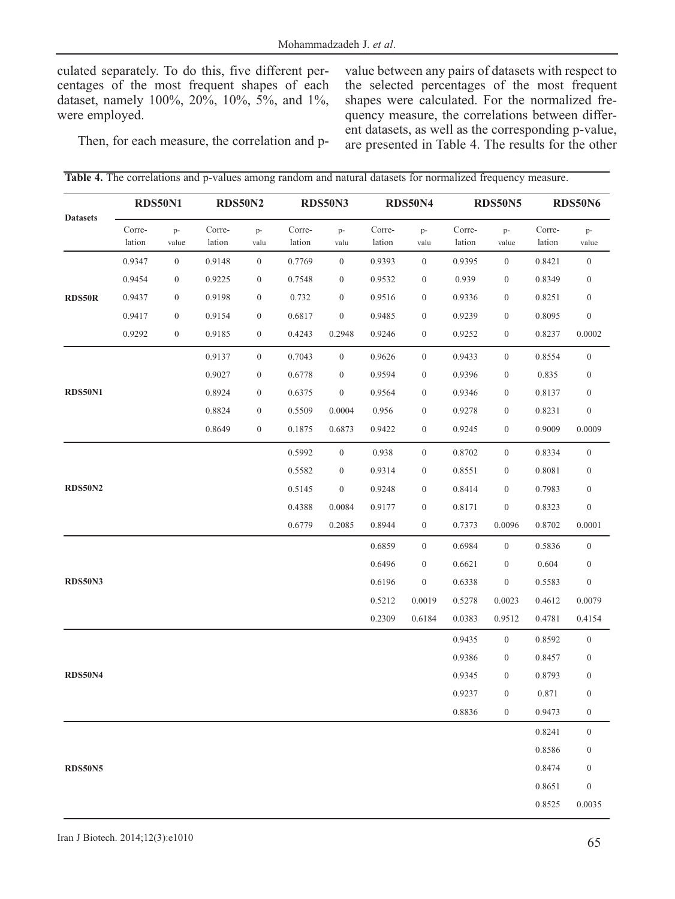culated separately. To do this, five different percentages of the most frequent shapes of each dataset, namely 100%, 20%, 10%, 5%, and 1%, were employed.

Then, for each measure, the correlation and p-value between any pairs of datasets with respect to the selected percentages of the most frequent shapes were calculated. For the normalized frequency measure, the correlations between different datasets, as well as the corresponding p-value, are presented in Table 4. The results for the other

**Table 4.** The correlations and p-values among random and natural datasets for normalized frequency measure.

| Datasets | RDS50N1 | | RDS50N2 | | RDS50N3 | | RDS50N4 | | RDS50N5 | | RDS50N6 | |
|---|---|---|---|---|---|---|---|---|---|---|---|---|
| | Correlation | p-value | Correlation | p-valu | Correlation | p-valu | Correlation | p-valu | Correlation | p-value | Correlation | p-value |
| RDS50R | 0.9347 | 0 | 0.9148 | 0 | 0.7769 | 0 | 0.9393 | 0 | 0.9395 | 0 | 0.8421 | 0 |
| | 0.9454 | 0 | 0.9225 | 0 | 0.7548 | 0 | 0.9532 | 0 | 0.939 | 0 | 0.8349 | 0 |
| | 0.9437 | 0 | 0.9198 | 0 | 0.732 | 0 | 0.9516 | 0 | 0.9336 | 0 | 0.8251 | 0 |
| | 0.9417 | 0 | 0.9154 | 0 | 0.6817 | 0 | 0.9485 | 0 | 0.9239 | 0 | 0.8095 | 0 |
| | 0.9292 | 0 | 0.9185 | 0 | 0.4243 | 0.2948 | 0.9246 | 0 | 0.9252 | 0 | 0.8237 | 0.0002 |
| RDS50N1 | | | 0.9137 | 0 | 0.7043 | 0 | 0.9626 | 0 | 0.9433 | 0 | 0.8554 | 0 |
| | | | 0.9027 | 0 | 0.6778 | 0 | 0.9594 | 0 | 0.9396 | 0 | 0.835 | 0 |
| | | | 0.8924 | 0 | 0.6375 | 0 | 0.9564 | 0 | 0.9346 | 0 | 0.8137 | 0 |
| | | | 0.8824 | 0 | 0.5509 | 0.0004 | 0.956 | 0 | 0.9278 | 0 | 0.8231 | 0 |
| | | | 0.8649 | 0 | 0.1875 | 0.6873 | 0.9422 | 0 | 0.9245 | 0 | 0.9009 | 0.0009 |
| RDS50N2 | | | | | 0.5992 | 0 | 0.938 | 0 | 0.8702 | 0 | 0.8334 | 0 |
| | | | | | 0.5582 | 0 | 0.9314 | 0 | 0.8551 | 0 | 0.8081 | 0 |
| | | | | | 0.5145 | 0 | 0.9248 | 0 | 0.8414 | 0 | 0.7983 | 0 |
| | | | | | 0.4388 | 0.0084 | 0.9177 | 0 | 0.8171 | 0 | 0.8323 | 0 |
| | | | | | 0.6779 | 0.2085 | 0.8944 | 0 | 0.7373 | 0.0096 | 0.8702 | 0.0001 |
| RDS50N3 | | | | | | | 0.6859 | 0 | 0.6984 | 0 | 0.5836 | 0 |
| | | | | | | | 0.6496 | 0 | 0.6621 | 0 | 0.604 | 0 |
| | | | | | | | 0.6196 | 0 | 0.6338 | 0 | 0.5583 | 0 |
| | | | | | | | 0.5212 | 0.0019 | 0.5278 | 0.0023 | 0.4612 | 0.0079 |
| | | | | | | | 0.2309 | 0.6184 | 0.0383 | 0.9512 | 0.4781 | 0.4154 |
| RDS50N4 | | | | | | | | | 0.9435 | 0 | 0.8592 | 0 |
| | | | | | | | | | 0.9386 | 0 | 0.8457 | 0 |
| | | | | | | | | | 0.9345 | 0 | 0.8793 | 0 |
| | | | | | | | | | 0.9237 | 0 | 0.871 | 0 |
| | | | | | | | | | 0.8836 | 0 | 0.9473 | 0 |
| RDS50N5 | | | | | | | | | | | 0.8241 | 0 |
| | | | | | | | | | | | 0.8586 | 0 |
| | | | | | | | | | | | 0.8474 | 0 |
| | | | | | | | | | | | 0.8651 | 0 |
| | | | | | | | | | | | 0.8525 | 0.0035 |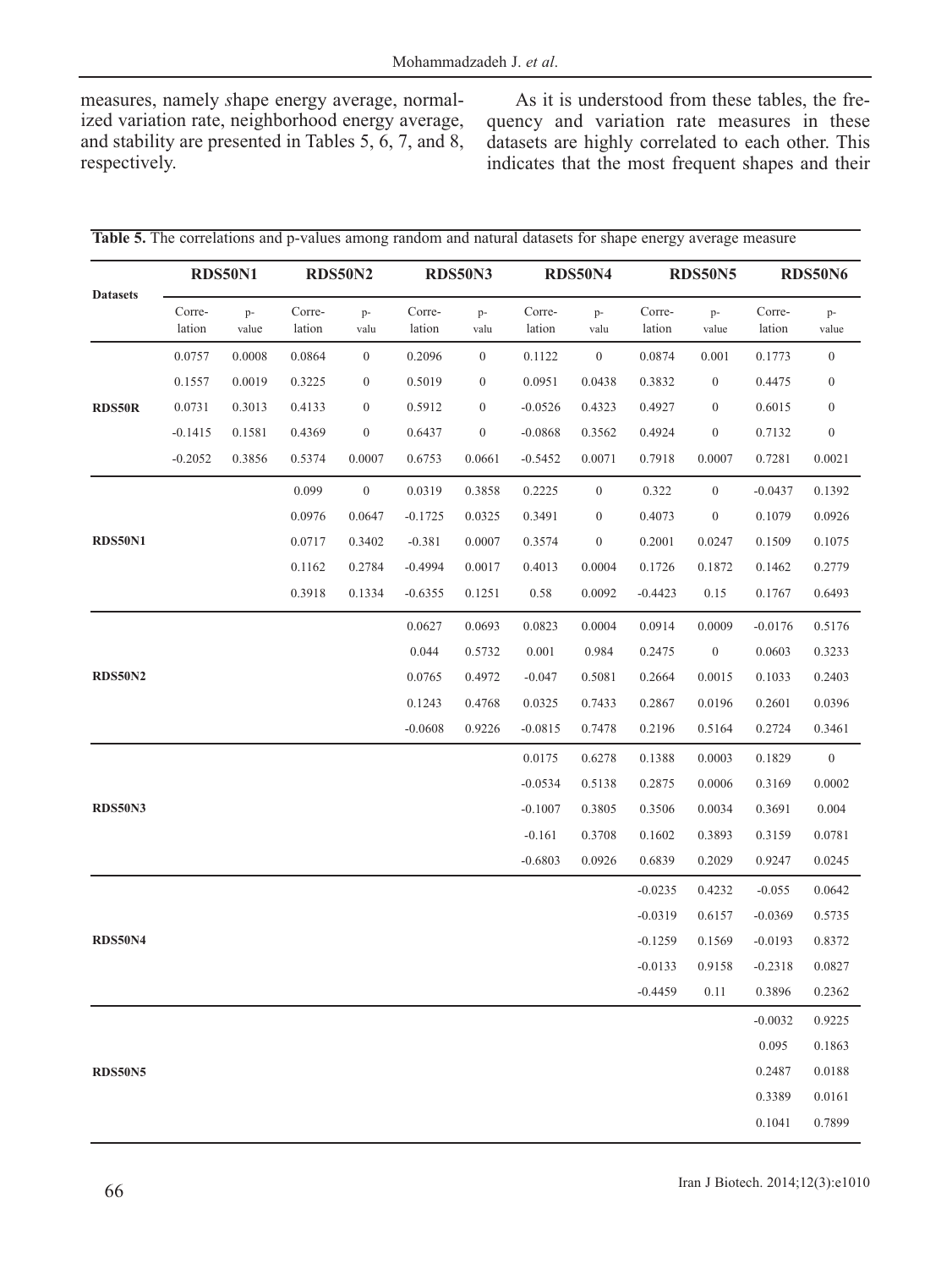measures, namely *s*hape energy average, normalized variation rate, neighborhood energy average, and stability are presented in Tables 5, 6, 7, and 8, respectively.

As it is understood from these tables, the frequency and variation rate measures in these datasets are highly correlated to each other. This indicates that the most frequent shapes and their

**Table 5.** The correlations and p-values among random and natural datasets for shape energy average measure

| Datasets | RDS50N1 | | RDS50N2 | | RDS50N3 | | RDS50N4 | | RDS50N5 | | RDS50N6 | |
|---|---|---|---|---|---|---|---|---|---|---|---|---|
| | Correlation | p-value | Correlation | p-valu | Correlation | p-valu | Correlation | p-valu | Correlation | p-value | Correlation | p-value |
| RDS50R | 0.0757 | 0.0008 | 0.0864 | 0 | 0.2096 | 0 | 0.1122 | 0 | 0.0874 | 0.001 | 0.1773 | 0 |
| | 0.1557 | 0.0019 | 0.3225 | 0 | 0.5019 | 0 | 0.0951 | 0.0438 | 0.3832 | 0 | 0.4475 | 0 |
| | 0.0731 | 0.3013 | 0.4133 | 0 | 0.5912 | 0 | -0.0526 | 0.4323 | 0.4927 | 0 | 0.6015 | 0 |
| | -0.1415 | 0.1581 | 0.4369 | 0 | 0.6437 | 0 | -0.0868 | 0.3562 | 0.4924 | 0 | 0.7132 | 0 |
| | -0.2052 | 0.3856 | 0.5374 | 0.0007 | 0.6753 | 0.0661 | -0.5452 | 0.0071 | 0.7918 | 0.0007 | 0.7281 | 0.0021 |
| RDS50N1 | | | 0.099 | 0 | 0.0319 | 0.3858 | 0.2225 | 0 | 0.322 | 0 | -0.0437 | 0.1392 |
| | | | 0.0976 | 0.0647 | -0.1725 | 0.0325 | 0.3491 | 0 | 0.4073 | 0 | 0.1079 | 0.0926 |
| | | | 0.0717 | 0.3402 | -0.381 | 0.0007 | 0.3574 | 0 | 0.2001 | 0.0247 | 0.1509 | 0.1075 |
| | | | 0.1162 | 0.2784 | -0.4994 | 0.0017 | 0.4013 | 0.0004 | 0.1726 | 0.1872 | 0.1462 | 0.2779 |
| | | | 0.3918 | 0.1334 | -0.6355 | 0.1251 | 0.58 | 0.0092 | -0.4423 | 0.15 | 0.1767 | 0.6493 |
| RDS50N2 | | | | | 0.0627 | 0.0693 | 0.0823 | 0.0004 | 0.0914 | 0.0009 | -0.0176 | 0.5176 |
| | | | | | 0.044 | 0.5732 | 0.001 | 0.984 | 0.2475 | 0 | 0.0603 | 0.3233 |
| | | | | | 0.0765 | 0.4972 | -0.047 | 0.5081 | 0.2664 | 0.0015 | 0.1033 | 0.2403 |
| | | | | | 0.1243 | 0.4768 | 0.0325 | 0.7433 | 0.2867 | 0.0196 | 0.2601 | 0.0396 |
| | | | | | -0.0608 | 0.9226 | -0.0815 | 0.7478 | 0.2196 | 0.5164 | 0.2724 | 0.3461 |
| RDS50N3 | | | | | | | 0.0175 | 0.6278 | 0.1388 | 0.0003 | 0.1829 | 0 |
| | | | | | | | -0.0534 | 0.5138 | 0.2875 | 0.0006 | 0.3169 | 0.0002 |
| | | | | | | | -0.1007 | 0.3805 | 0.3506 | 0.0034 | 0.3691 | 0.004 |
| | | | | | | | -0.161 | 0.3708 | 0.1602 | 0.3893 | 0.3159 | 0.0781 |
| | | | | | | | -0.6803 | 0.0926 | 0.6839 | 0.2029 | 0.9247 | 0.0245 |
| RDS50N4 | | | | | | | | | -0.0235 | 0.4232 | -0.055 | 0.0642 |
| | | | | | | | | | -0.0319 | 0.6157 | -0.0369 | 0.5735 |
| | | | | | | | | | -0.1259 | 0.1569 | -0.0193 | 0.8372 |
| | | | | | | | | | -0.0133 | 0.9158 | -0.2318 | 0.0827 |
| | | | | | | | | | -0.4459 | 0.11 | 0.3896 | 0.2362 |
| RDS50N5 | | | | | | | | | | | -0.0032 | 0.9225 |
| | | | | | | | | | | | 0.095 | 0.1863 |
| | | | | | | | | | | | 0.2487 | 0.0188 |
| | | | | | | | | | | | 0.3389 | 0.0161 |
| | | | | | | | | | | | 0.1041 | 0.7899 |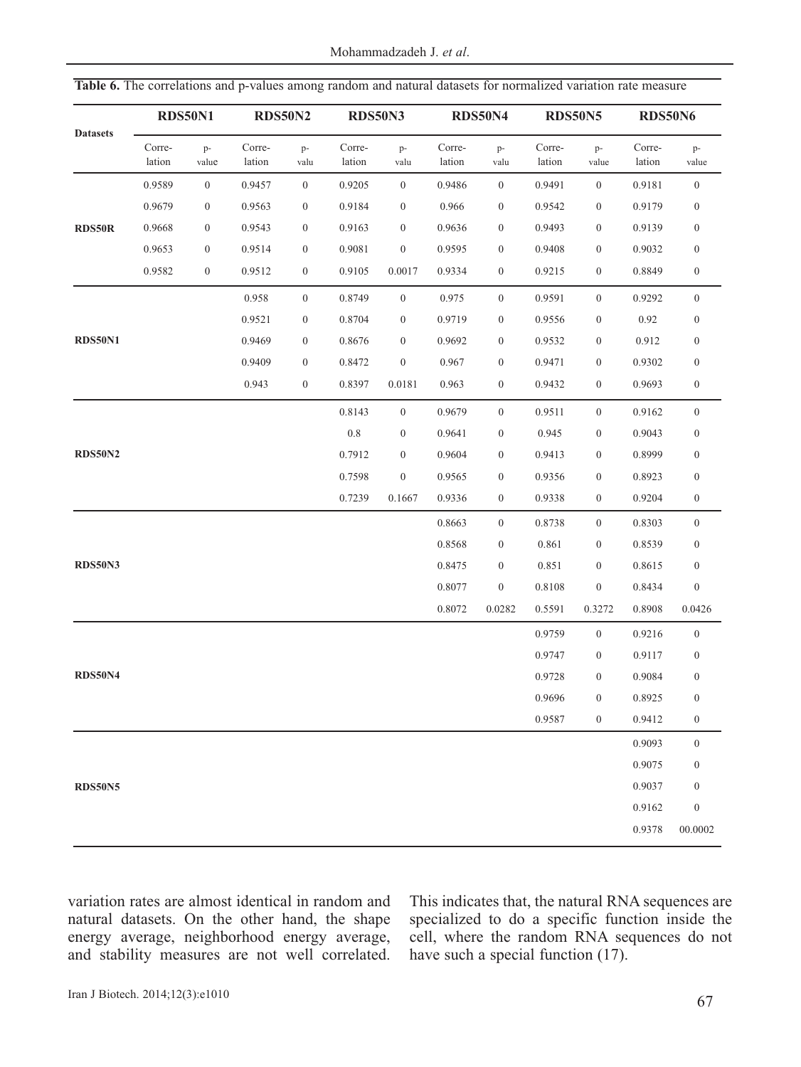**Table 6.** The correlations and p-values among random and natural datasets for normalized variation rate measure

| Datasets | RDS50N1 | | RDS50N2 | | RDS50N3 | | RDS50N4 | | RDS50N5 | | RDS50N6 | |
|---|---|---|---|---|---|---|---|---|---|---|---|---|
| | Corre-lation | p-value | Corre-lation | p-valu | Corre-lation | p-valu | Corre-lation | p-valu | Corre-lation | p-value | Corre-lation | p-value |
| RDS50R | 0.9589 | 0 | 0.9457 | 0 | 0.9205 | 0 | 0.9486 | 0 | 0.9491 | 0 | 0.9181 | 0 |
| | 0.9679 | 0 | 0.9563 | 0 | 0.9184 | 0 | 0.966 | 0 | 0.9542 | 0 | 0.9179 | 0 |
| | 0.9668 | 0 | 0.9543 | 0 | 0.9163 | 0 | 0.9636 | 0 | 0.9493 | 0 | 0.9139 | 0 |
| | 0.9653 | 0 | 0.9514 | 0 | 0.9081 | 0 | 0.9595 | 0 | 0.9408 | 0 | 0.9032 | 0 |
| | 0.9582 | 0 | 0.9512 | 0 | 0.9105 | 0.0017 | 0.9334 | 0 | 0.9215 | 0 | 0.8849 | 0 |
| RDS50N1 | | | 0.958 | 0 | 0.8749 | 0 | 0.975 | 0 | 0.9591 | 0 | 0.9292 | 0 |
| | | | 0.9521 | 0 | 0.8704 | 0 | 0.9719 | 0 | 0.9556 | 0 | 0.92 | 0 |
| | | | 0.9469 | 0 | 0.8676 | 0 | 0.9692 | 0 | 0.9532 | 0 | 0.912 | 0 |
| | | | 0.9409 | 0 | 0.8472 | 0 | 0.967 | 0 | 0.9471 | 0 | 0.9302 | 0 |
| | | | 0.943 | 0 | 0.8397 | 0.0181 | 0.963 | 0 | 0.9432 | 0 | 0.9693 | 0 |
| RDS50N2 | | | | | 0.8143 | 0 | 0.9679 | 0 | 0.9511 | 0 | 0.9162 | 0 |
| | | | | | 0.8 | 0 | 0.9641 | 0 | 0.945 | 0 | 0.9043 | 0 |
| | | | | | 0.7912 | 0 | 0.9604 | 0 | 0.9413 | 0 | 0.8999 | 0 |
| | | | | | 0.7598 | 0 | 0.9565 | 0 | 0.9356 | 0 | 0.8923 | 0 |
| | | | | | 0.7239 | 0.1667 | 0.9336 | 0 | 0.9338 | 0 | 0.9204 | 0 |
| RDS50N3 | | | | | | | 0.8663 | 0 | 0.8738 | 0 | 0.8303 | 0 |
| | | | | | | | 0.8568 | 0 | 0.861 | 0 | 0.8539 | 0 |
| | | | | | | | 0.8475 | 0 | 0.851 | 0 | 0.8615 | 0 |
| | | | | | | | 0.8077 | 0 | 0.8108 | 0 | 0.8434 | 0 |
| | | | | | | | 0.8072 | 0.0282 | 0.5591 | 0.3272 | 0.8908 | 0.0426 |
| RDS50N4 | | | | | | | | | 0.9759 | 0 | 0.9216 | 0 |
| | | | | | | | | | 0.9747 | 0 | 0.9117 | 0 |
| | | | | | | | | | 0.9728 | 0 | 0.9084 | 0 |
| | | | | | | | | | 0.9696 | 0 | 0.8925 | 0 |
| | | | | | | | | | 0.9587 | 0 | 0.9412 | 0 |
| RDS50N5 | | | | | | | | | | | 0.9093 | 0 |
| | | | | | | | | | | | 0.9075 | 0 |
| | | | | | | | | | | | 0.9037 | 0 |
| | | | | | | | | | | | 0.9162 | 0 |
| | | | | | | | | | | | 0.9378 | 00.0002 |

variation rates are almost identical in random and natural datasets. On the other hand, the shape energy average, neighborhood energy average, and stability measures are not well correlated. This indicates that, the natural RNA sequences are specialized to do a specific function inside the cell, where the random RNA sequences do not have such a special function (17).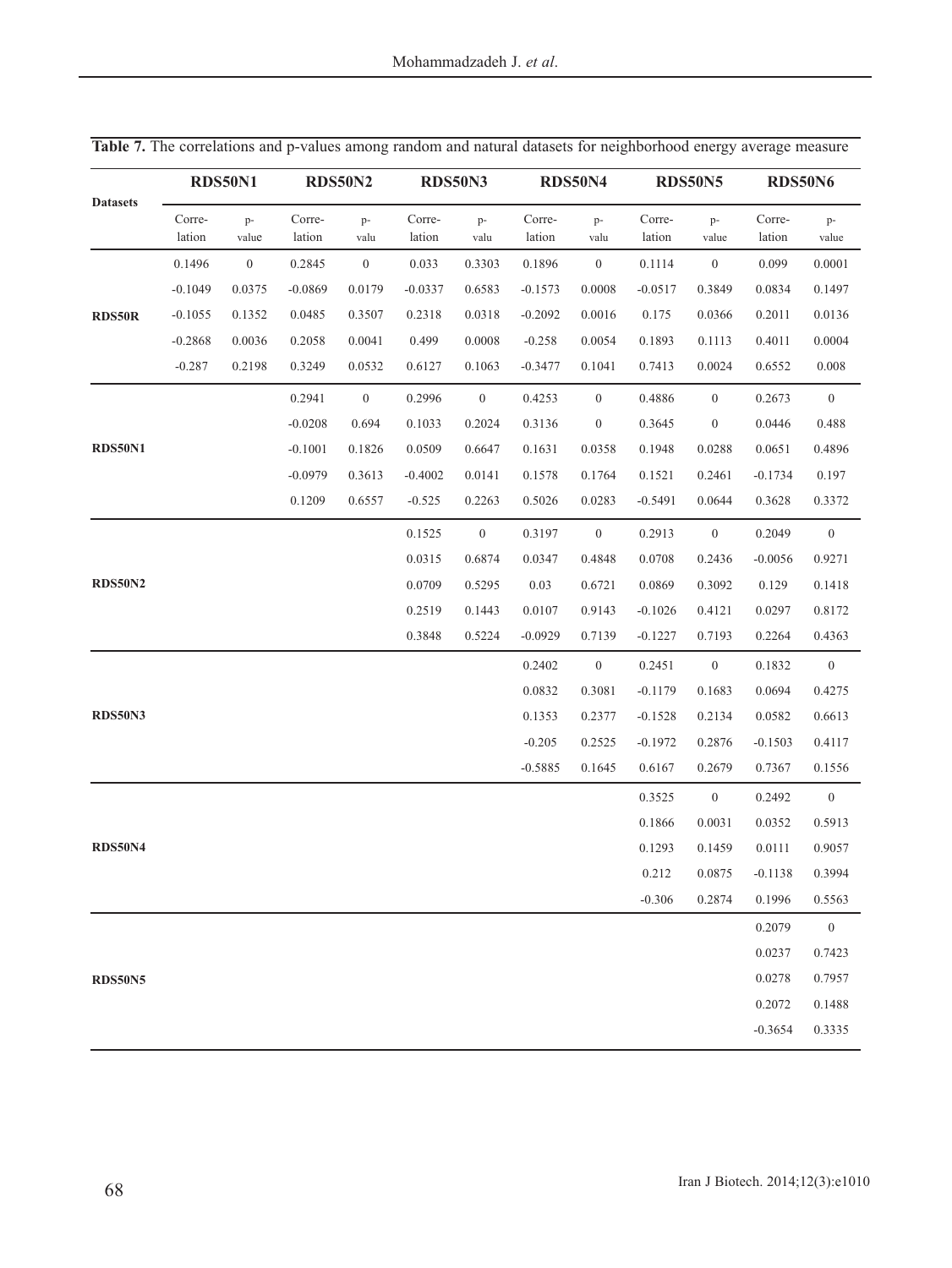**Table 7.** The correlations and p-values among random and natural datasets for neighborhood energy average measure

| Datasets | RDS50N1 | | RDS50N2 | | RDS50N3 | | RDS50N4 | | RDS50N5 | | RDS50N6 | |
|---|---|---|---|---|---|---|---|---|---|---|---|---|
| | Correlation | p-value | Correlation | p-valu | Correlation | p-valu | Correlation | p-valu | Correlation | p-value | Correlation | p-value |
| RDS50R | 0.1496 | 0 | 0.2845 | 0 | 0.033 | 0.3303 | 0.1896 | 0 | 0.1114 | 0 | 0.099 | 0.0001 |
| | -0.1049 | 0.0375 | -0.0869 | 0.0179 | -0.0337 | 0.6583 | -0.1573 | 0.0008 | -0.0517 | 0.3849 | 0.0834 | 0.1497 |
| | -0.1055 | 0.1352 | 0.0485 | 0.3507 | 0.2318 | 0.0318 | -0.2092 | 0.0016 | 0.175 | 0.0366 | 0.2011 | 0.0136 |
| | -0.2868 | 0.0036 | 0.2058 | 0.0041 | 0.499 | 0.0008 | -0.258 | 0.0054 | 0.1893 | 0.1113 | 0.4011 | 0.0004 |
| | -0.287 | 0.2198 | 0.3249 | 0.0532 | 0.6127 | 0.1063 | -0.3477 | 0.1041 | 0.7413 | 0.0024 | 0.6552 | 0.008 |
| RDS50N1 | | | 0.2941 | 0 | 0.2996 | 0 | 0.4253 | 0 | 0.4886 | 0 | 0.2673 | 0 |
| | | | -0.0208 | 0.694 | 0.1033 | 0.2024 | 0.3136 | 0 | 0.3645 | 0 | 0.0446 | 0.488 |
| | | | -0.1001 | 0.1826 | 0.0509 | 0.6647 | 0.1631 | 0.0358 | 0.1948 | 0.0288 | 0.0651 | 0.4896 |
| | | | -0.0979 | 0.3613 | -0.4002 | 0.0141 | 0.1578 | 0.1764 | 0.1521 | 0.2461 | -0.1734 | 0.197 |
| | | | 0.1209 | 0.6557 | -0.525 | 0.2263 | 0.5026 | 0.0283 | -0.5491 | 0.0644 | 0.3628 | 0.3372 |
| RDS50N2 | | | | | 0.1525 | 0 | 0.3197 | 0 | 0.2913 | 0 | 0.2049 | 0 |
| | | | | | 0.0315 | 0.6874 | 0.0347 | 0.4848 | 0.0708 | 0.2436 | -0.0056 | 0.9271 |
| | | | | | 0.0709 | 0.5295 | 0.03 | 0.6721 | 0.0869 | 0.3092 | 0.129 | 0.1418 |
| | | | | | 0.2519 | 0.1443 | 0.0107 | 0.9143 | -0.1026 | 0.4121 | 0.0297 | 0.8172 |
| | | | | | 0.3848 | 0.5224 | -0.0929 | 0.7139 | -0.1227 | 0.7193 | 0.2264 | 0.4363 |
| RDS50N3 | | | | | | | 0.2402 | 0 | 0.2451 | 0 | 0.1832 | 0 |
| | | | | | | | 0.0832 | 0.3081 | -0.1179 | 0.1683 | 0.0694 | 0.4275 |
| | | | | | | | 0.1353 | 0.2377 | -0.1528 | 0.2134 | 0.0582 | 0.6613 |
| | | | | | | | -0.205 | 0.2525 | -0.1972 | 0.2876 | -0.1503 | 0.4117 |
| | | | | | | | -0.5885 | 0.1645 | 0.6167 | 0.2679 | 0.7367 | 0.1556 |
| RDS50N4 | | | | | | | | | 0.3525 | 0 | 0.2492 | 0 |
| | | | | | | | | | 0.1866 | 0.0031 | 0.0352 | 0.5913 |
| | | | | | | | | | 0.1293 | 0.1459 | 0.0111 | 0.9057 |
| | | | | | | | | | 0.212 | 0.0875 | -0.1138 | 0.3994 |
| | | | | | | | | | -0.306 | 0.2874 | 0.1996 | 0.5563 |
| RDS50N5 | | | | | | | | | | | 0.2079 | 0 |
| | | | | | | | | | | | 0.0237 | 0.7423 |
| | | | | | | | | | | | 0.0278 | 0.7957 |
| | | | | | | | | | | | 0.2072 | 0.1488 |
| | | | | | | | | | | | -0.3654 | 0.3335 |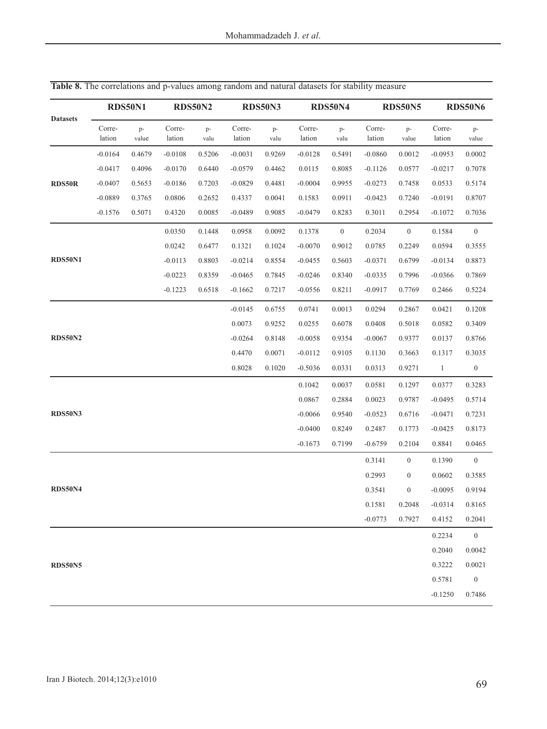**Table 8.** The correlations and p-values among random and natural datasets for stability measure

| Datasets | RDS50N1 | | RDS50N2 | | RDS50N3 | | RDS50N4 | | RDS50N5 | | RDS50N6 | |
|---|---|---|---|---|---|---|---|---|---|---|---|---|
| | Corre-lation | p-value | Corre-lation | p-valu | Corre-lation | p-valu | Corre-lation | p-valu | Corre-lation | p-value | Corre-lation | p-value |
| RDS50R | -0.0164 | 0.4679 | -0.0108 | 0.5206 | -0.0031 | 0.9269 | -0.0128 | 0.5491 | -0.0860 | 0.0012 | -0.0953 | 0.0002 |
| | -0.0417 | 0.4096 | -0.0170 | 0.6440 | -0.0579 | 0.4462 | 0.0115 | 0.8085 | -0.1126 | 0.0577 | -0.0217 | 0.7078 |
| | -0.0407 | 0.5653 | -0.0186 | 0.7203 | -0.0829 | 0.4481 | -0.0004 | 0.9955 | -0.0273 | 0.7458 | 0.0533 | 0.5174 |
| | -0.0889 | 0.3765 | 0.0806 | 0.2652 | 0.4337 | 0.0041 | 0.1583 | 0.0911 | -0.0423 | 0.7240 | -0.0191 | 0.8707 |
| | -0.1576 | 0.5071 | 0.4320 | 0.0085 | -0.0489 | 0.9085 | -0.0479 | 0.8283 | 0.3011 | 0.2954 | -0.1072 | 0.7036 |
| RDS50N1 | | | 0.0350 | 0.1448 | 0.0958 | 0.0092 | 0.1378 | 0 | 0.2034 | 0 | 0.1584 | 0 |
| | | | 0.0242 | 0.6477 | 0.1321 | 0.1024 | -0.0070 | 0.9012 | 0.0785 | 0.2249 | 0.0594 | 0.3555 |
| | | | -0.0113 | 0.8803 | -0.0214 | 0.8554 | -0.0455 | 0.5603 | -0.0371 | 0.6799 | -0.0134 | 0.8873 |
| | | | -0.0223 | 0.8359 | -0.0465 | 0.7845 | -0.0246 | 0.8340 | -0.0335 | 0.7996 | -0.0366 | 0.7869 |
| | | | -0.1223 | 0.6518 | -0.1662 | 0.7217 | -0.0556 | 0.8211 | -0.0917 | 0.7769 | 0.2466 | 0.5224 |
| RDS50N2 | | | | | -0.0145 | 0.6755 | 0.0741 | 0.0013 | 0.0294 | 0.2867 | 0.0421 | 0.1208 |
| | | | | | 0.0073 | 0.9252 | 0.0255 | 0.6078 | 0.0408 | 0.5018 | 0.0582 | 0.3409 |
| | | | | | -0.0264 | 0.8148 | -0.0058 | 0.9354 | -0.0067 | 0.9377 | 0.0137 | 0.8766 |
| | | | | | 0.4470 | 0.0071 | -0.0112 | 0.9105 | 0.1130 | 0.3663 | 0.1317 | 0.3035 |
| | | | | | 0.8028 | 0.1020 | -0.5036 | 0.0331 | 0.0313 | 0.9271 | 1 | 0 |
| RDS50N3 | | | | | | | 0.1042 | 0.0037 | 0.0581 | 0.1297 | 0.0377 | 0.3283 |
| | | | | | | | 0.0867 | 0.2884 | 0.0023 | 0.9787 | -0.0495 | 0.5714 |
| | | | | | | | -0.0066 | 0.9540 | -0.0523 | 0.6716 | -0.0471 | 0.7231 |
| | | | | | | | -0.0400 | 0.8249 | 0.2487 | 0.1773 | -0.0425 | 0.8173 |
| | | | | | | | -0.1673 | 0.7199 | -0.6759 | 0.2104 | 0.8841 | 0.0465 |
| RDS50N4 | | | | | | | | | 0.3141 | 0 | 0.1390 | 0 |
| | | | | | | | | | 0.2993 | 0 | 0.0602 | 0.3585 |
| | | | | | | | | | 0.3541 | 0 | -0.0095 | 0.9194 |
| | | | | | | | | | 0.1581 | 0.2048 | -0.0314 | 0.8165 |
| | | | | | | | | | -0.0773 | 0.7927 | 0.4152 | 0.2041 |
| RDS50N5 | | | | | | | | | | | 0.2234 | 0 |
| | | | | | | | | | | | 0.2040 | 0.0042 |
| | | | | | | | | | | | 0.3222 | 0.0021 |
| | | | | | | | | | | | 0.5781 | 0 |
| | | | | | | | | | | | -0.1250 | 0.7486 |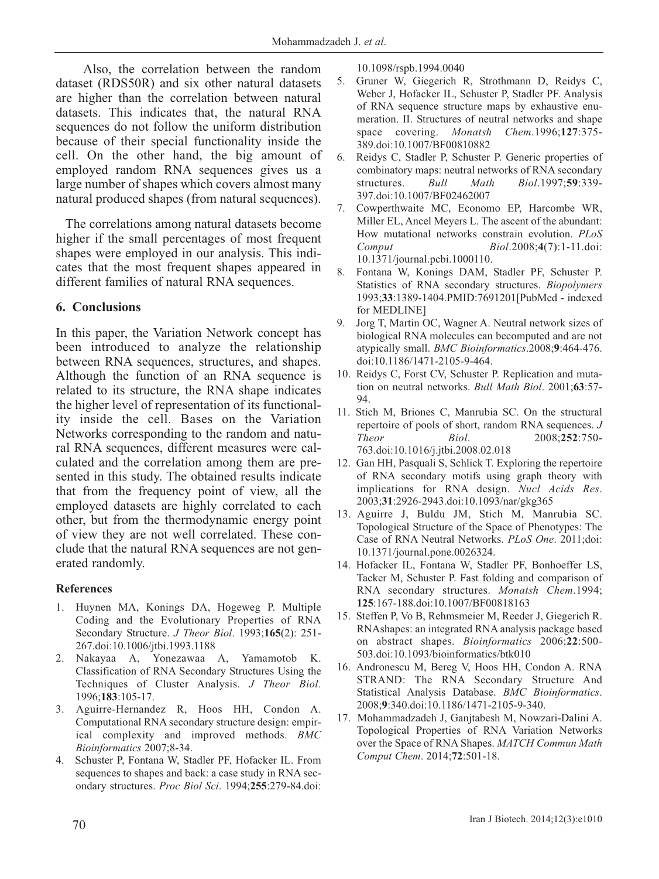Also, the correlation between the random dataset (RDS50R) and six other natural datasets are higher than the correlation between natural datasets. This indicates that, the natural RNA sequences do not follow the uniform distribution because of their special functionality inside the cell. On the other hand, the big amount of employed random RNA sequences gives us a large number of shapes which covers almost many natural produced shapes (from natural sequences).

The correlations among natural datasets become higher if the small percentages of most frequent shapes were employed in our analysis. This indicates that the most frequent shapes appeared in different families of natural RNA sequences.

## 6. Conclusions

In this paper, the Variation Network concept has been introduced to analyze the relationship between RNA sequences, structures, and shapes. Although the function of an RNA sequence is related to its structure, the RNA shape indicates the higher level of representation of its functionality inside the cell. Bases on the Variation Networks corresponding to the random and natural RNA sequences, different measures were calculated and the correlation among them are presented in this study. The obtained results indicate that from the frequency point of view, all the employed datasets are highly correlated to each other, but from the thermodynamic energy point of view they are not well correlated. These conclude that the natural RNA sequences are not generated randomly.

### References

1. Huynen MA, Konings DA, Hogeweg P. Multiple Coding and the Evolutionary Properties of RNA Secondary Structure. *J Theor Biol*. 1993;**165**(2): 251-267.doi:10.1006/jtbi.1993.1188
2. Nakayaa A, Yonezawaa A, Yamamotob K. Classification of RNA Secondary Structures Using the Techniques of Cluster Analysis. *J Theor Biol.* 1996;**183**:105-17.
3. Aguirre-Hernandez R, Hoos HH, Condon A. Computational RNA secondary structure design: empirical complexity and improved methods. *BMC Bioinformatics* 2007;8-34.
4. Schuster P, Fontana W, Stadler PF, Hofacker IL. From sequences to shapes and back: a case study in RNA secondary structures. *Proc Biol Sci*. 1994;**255**:279-84.doi: 10.1098/rspb.1994.0040
5. Gruner W, Giegerich R, Strothmann D, Reidys C, Weber J, Hofacker IL, Schuster P, Stadler PF. Analysis of RNA sequence structure maps by exhaustive enumeration. II. Structures of neutral networks and shape space covering. *Monatsh Chem*.1996;**127**:375-389.doi:10.1007/BF00810882
6. Reidys C, Stadler P, Schuster P. Generic properties of combinatory maps: neutral networks of RNA secondary structures. *Bull Math Biol*.1997;**59**:339-397.doi:10.1007/BF02462007
7. Cowperthwaite MC, Economo EP, Harcombe WR, Miller EL, Ancel Meyers L. The ascent of the abundant: How mutational networks constrain evolution. *PLoS Comput Biol*.2008;**4**(7):1-11.doi: 10.1371/journal.pcbi.1000110.
8. Fontana W, Konings DAM, Stadler PF, Schuster P. Statistics of RNA secondary structures. *Biopolymers* 1993;**33**:1389-1404.PMID:7691201[PubMed - indexed for MEDLINE]
9. Jorg T, Martin OC, Wagner A. Neutral network sizes of biological RNA molecules can becomputed and are not atypically small. *BMC Bioinformatics*.2008;**9**:464-476. doi:10.1186/1471-2105-9-464.
10. Reidys C, Forst CV, Schuster P. Replication and mutation on neutral networks. *Bull Math Biol*. 2001;**63**:57-94.
11. Stich M, Briones C, Manrubia SC. On the structural repertoire of pools of short, random RNA sequences. *J Theor Biol*. 2008;**252**:750-763.doi:10.1016/j.jtbi.2008.02.018
12. Gan HH, Pasquali S, Schlick T. Exploring the repertoire of RNA secondary motifs using graph theory with implications for RNA design. *Nucl Acids Res*. 2003;**31**:2926-2943.doi:10.1093/nar/gkg365
13. Aguirre J, Buldu JM, Stich M, Manrubia SC. Topological Structure of the Space of Phenotypes: The Case of RNA Neutral Networks. *PLoS One*. 2011;doi: 10.1371/journal.pone.0026324.
14. Hofacker IL, Fontana W, Stadler PF, Bonhoeffer LS, Tacker M, Schuster P. Fast folding and comparison of RNA secondary structures. *Monatsh Chem*.1994; **125**:167-188.doi:10.1007/BF00818163
15. Steffen P, Vo B, Rehmsmeier M, Reeder J, Giegerich R. RNAshapes: an integrated RNA analysis package based on abstract shapes. *Bioinformatics* 2006;**22**:500-503.doi:10.1093/bioinformatics/btk010
16. Andronescu M, Bereg V, Hoos HH, Condon A. RNA STRAND: The RNA Secondary Structure And Statistical Analysis Database. *BMC Bioinformatics*. 2008;**9**:340.doi:10.1186/1471-2105-9-340.
17. Mohammadzadeh J, Ganjtabesh M, Nowzari-Dalini A. Topological Properties of RNA Variation Networks over the Space of RNA Shapes. *MATCH Commun Math Comput Chem*. 2014;**72**:501-18.